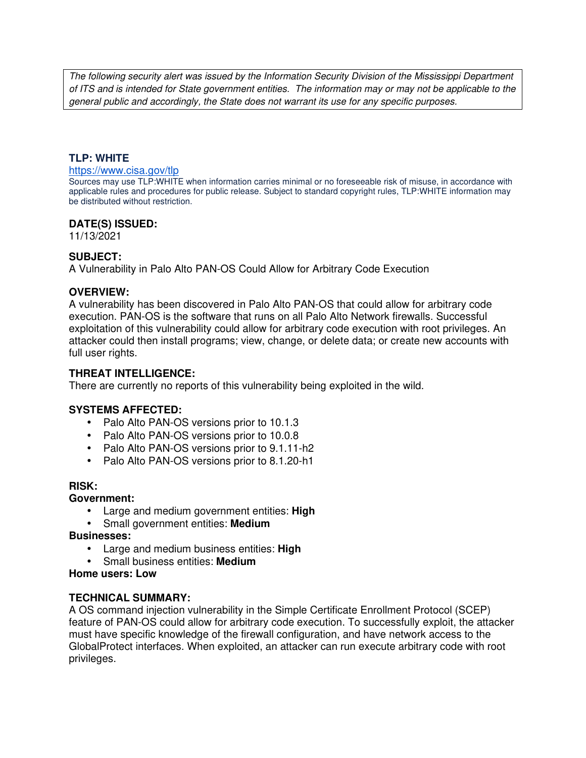*The following security alert was issued by the Information Security Division of the Mississippi Department of ITS and is intended for State government entities. The information may or may not be applicable to the general public and accordingly, the State does not warrant its use for any specific purposes.*

## TLP: WHITE

https://www.cisa.gov/tlp

Sources may use TLP:WHITE when information carries minimal or no foreseeable risk of misuse, in accordance with applicable rules and procedures for public release. Subject to standard copyright rules, TLP:WHITE information may be distributed without restriction.

## DATE(S) ISSUED:

11/13/2021

## SUBJECT:

A Vulnerability in Palo Alto PAN-OS Could Allow for Arbitrary Code Execution

## OVERVIEW:

A vulnerability has been discovered in Palo Alto PAN-OS that could allow for arbitrary code execution. PAN-OS is the software that runs on all Palo Alto Network firewalls. Successful exploitation of this vulnerability could allow for arbitrary code execution with root privileges. An attacker could then install programs; view, change, or delete data; or create new accounts with full user rights.

## THREAT INTELLIGENCE:

There are currently no reports of this vulnerability being exploited in the wild.

## SYSTEMS AFFECTED:

- Palo Alto PAN-OS versions prior to 10.1.3
- Palo Alto PAN-OS versions prior to 10.0.8
- Palo Alto PAN-OS versions prior to 9.1.11-h2
- Palo Alto PAN-OS versions prior to 8.1.20-h1

## RISK:

**Government:**

- Large and medium government entities: **High**
- Small government entities: **Medium**

**Businesses:**

- Large and medium business entities: **High**
- Small business entities: **Medium**

**Home users: Low**

## TECHNICAL SUMMARY:

A OS command injection vulnerability in the Simple Certificate Enrollment Protocol (SCEP) feature of PAN-OS could allow for arbitrary code execution. To successfully exploit, the attacker must have specific knowledge of the firewall configuration, and have network access to the GlobalProtect interfaces. When exploited, an attacker can run execute arbitrary code with root privileges.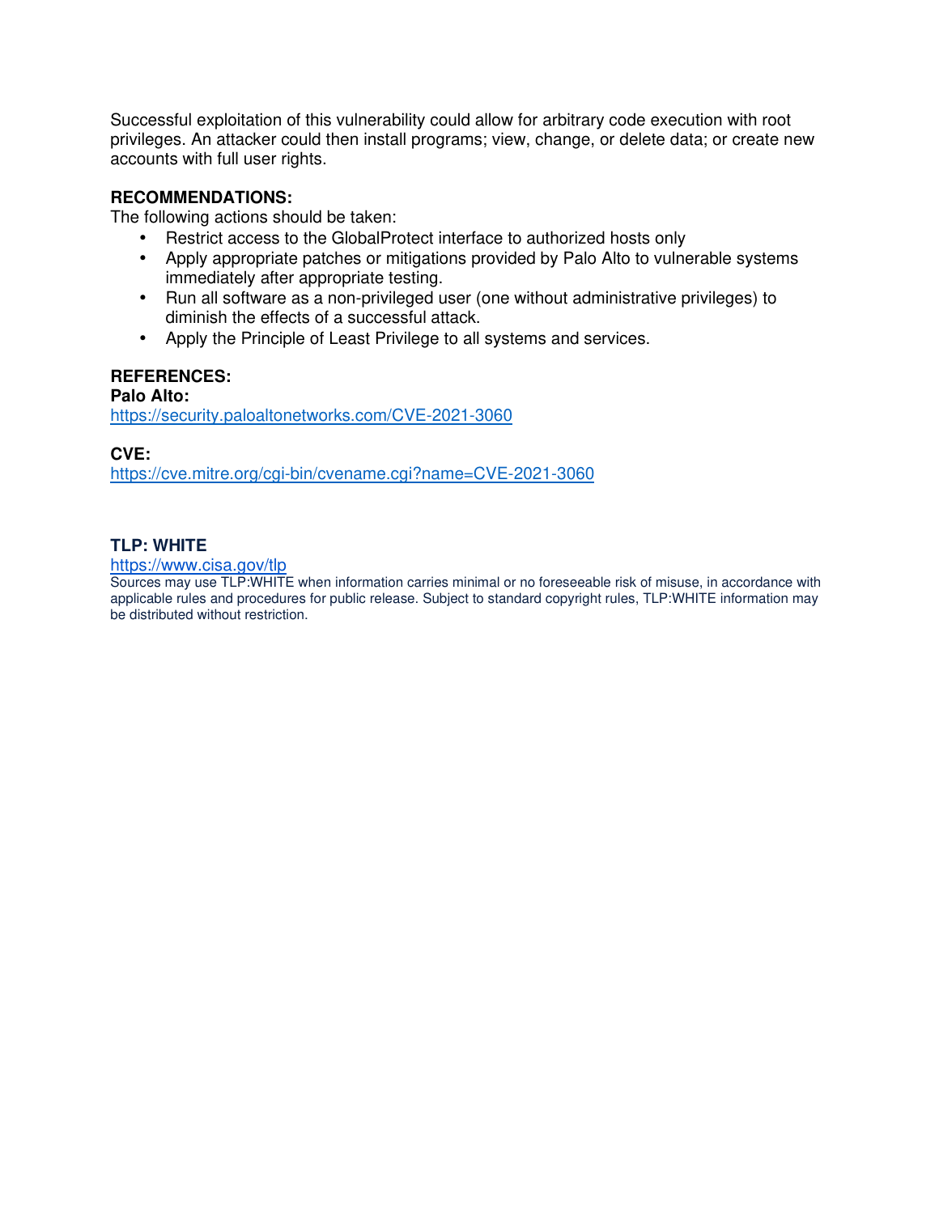Successful exploitation of this vulnerability could allow for arbitrary code execution with root privileges. An attacker could then install programs; view, change, or delete data; or create new accounts with full user rights.

**RECOMMENDATIONS:**

The following actions should be taken:

- Restrict access to the GlobalProtect interface to authorized hosts only
- Apply appropriate patches or mitigations provided by Palo Alto to vulnerable systems immediately after appropriate testing.
- Run all software as a non-privileged user (one without administrative privileges) to diminish the effects of a successful attack.
- Apply the Principle of Least Privilege to all systems and services.

**REFERENCES:**

**Palo Alto:**

https://security.paloaltonetworks.com/CVE-2021-3060

**CVE:**

https://cve.mitre.org/cgi-bin/cvename.cgi?name=CVE-2021-3060

**TLP: WHITE**

https://www.cisa.gov/tlp

Sources may use TLP:WHITE when information carries minimal or no foreseeable risk of misuse, in accordance with applicable rules and procedures for public release. Subject to standard copyright rules, TLP:WHITE information may be distributed without restriction.